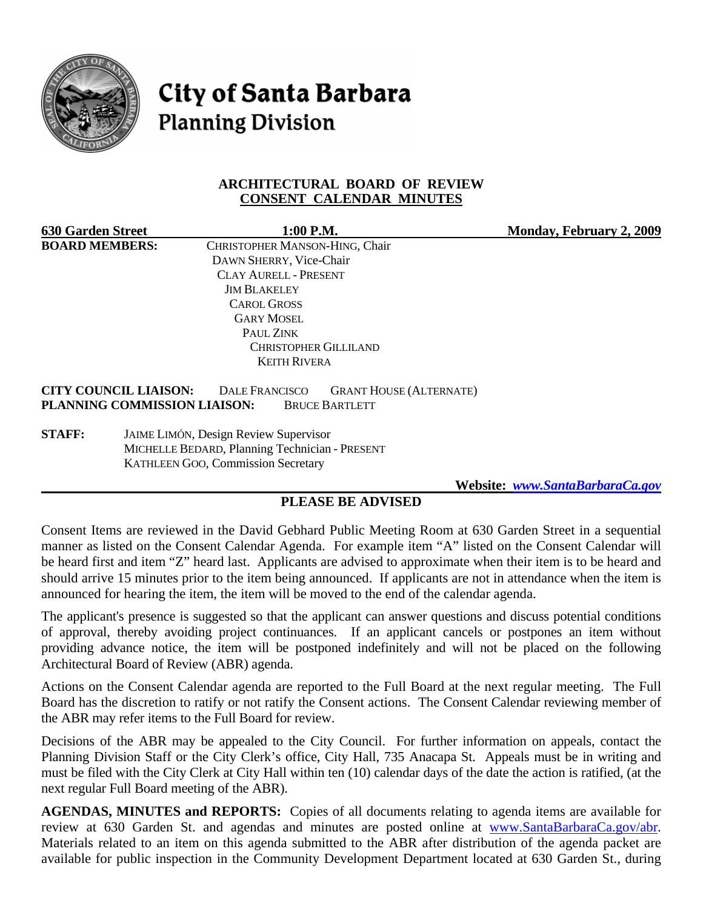# City of Santa Barbara
## Planning Division

### ARCHITECTURAL BOARD OF REVIEW
### CONSENT CALENDAR MINUTES

**630 Garden Street** | **1:00 P.M.** | **Monday, February 2, 2009**

**BOARD MEMBERS:**
CHRISTOPHER MANSON-HING, Chair
DAWN SHERRY, Vice-Chair
CLAY AURELL - PRESENT
JIM BLAKELEY
CAROL GROSS
GARY MOSEL
PAUL ZINK
CHRISTOPHER GILLILAND
KEITH RIVERA

**CITY COUNCIL LIAISON:** DALE FRANCISCO GRANT HOUSE (ALTERNATE)
**PLANNING COMMISSION LIAISON:** BRUCE BARTLETT

**STAFF:**
JAIME LIMÓN, Design Review Supervisor
MICHELLE BEDARD, Planning Technician - PRESENT
KATHLEEN GOO, Commission Secretary

**Website:** ***www.SantaBarbaraCa.gov***

**PLEASE BE ADVISED**

Consent Items are reviewed in the David Gebhard Public Meeting Room at 630 Garden Street in a sequential manner as listed on the Consent Calendar Agenda. For example item "A" listed on the Consent Calendar will be heard first and item "Z" heard last. Applicants are advised to approximate when their item is to be heard and should arrive 15 minutes prior to the item being announced. If applicants are not in attendance when the item is announced for hearing the item, the item will be moved to the end of the calendar agenda.

The applicant's presence is suggested so that the applicant can answer questions and discuss potential conditions of approval, thereby avoiding project continuances. If an applicant cancels or postpones an item without providing advance notice, the item will be postponed indefinitely and will not be placed on the following Architectural Board of Review (ABR) agenda.

Actions on the Consent Calendar agenda are reported to the Full Board at the next regular meeting. The Full Board has the discretion to ratify or not ratify the Consent actions. The Consent Calendar reviewing member of the ABR may refer items to the Full Board for review.

Decisions of the ABR may be appealed to the City Council. For further information on appeals, contact the Planning Division Staff or the City Clerk's office, City Hall, 735 Anacapa St. Appeals must be in writing and must be filed with the City Clerk at City Hall within ten (10) calendar days of the date the action is ratified, (at the next regular Full Board meeting of the ABR).

**AGENDAS, MINUTES and REPORTS:** Copies of all documents relating to agenda items are available for review at 630 Garden St. and agendas and minutes are posted online at www.SantaBarbaraCa.gov/abr. Materials related to an item on this agenda submitted to the ABR after distribution of the agenda packet are available for public inspection in the Community Development Department located at 630 Garden St., during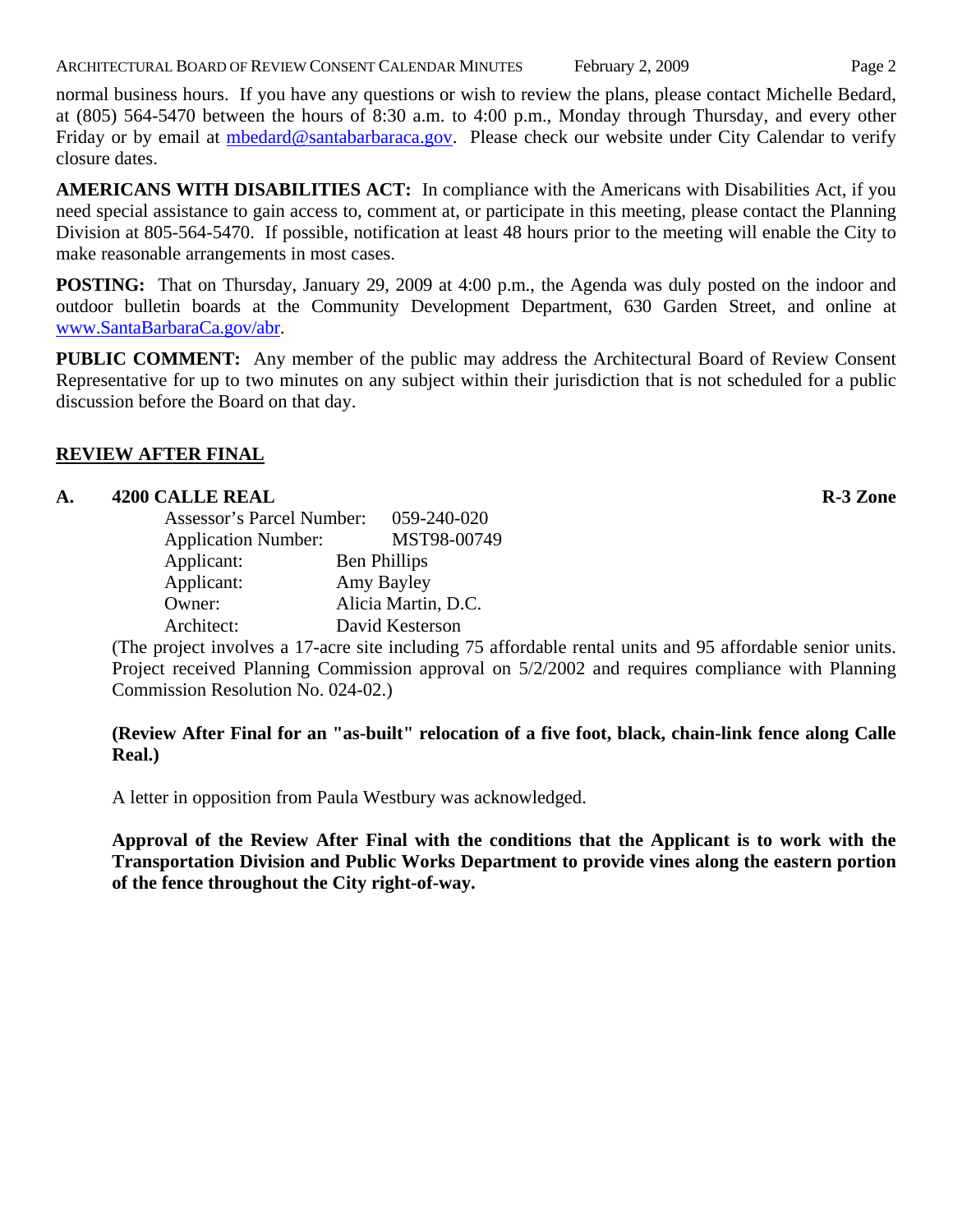normal business hours. If you have any questions or wish to review the plans, please contact Michelle Bedard, at (805) 564-5470 between the hours of 8:30 a.m. to 4:00 p.m., Monday through Thursday, and every other Friday or by email at mbedard@santabarbaraca.gov. Please check our website under City Calendar to verify closure dates.

**AMERICANS WITH DISABILITIES ACT:** In compliance with the Americans with Disabilities Act, if you need special assistance to gain access to, comment at, or participate in this meeting, please contact the Planning Division at 805-564-5470. If possible, notification at least 48 hours prior to the meeting will enable the City to make reasonable arrangements in most cases.

**POSTING:** That on Thursday, January 29, 2009 at 4:00 p.m., the Agenda was duly posted on the indoor and outdoor bulletin boards at the Community Development Department, 630 Garden Street, and online at www.SantaBarbaraCa.gov/abr.

**PUBLIC COMMENT:** Any member of the public may address the Architectural Board of Review Consent Representative for up to two minutes on any subject within their jurisdiction that is not scheduled for a public discussion before the Board on that day.

## REVIEW AFTER FINAL

### A. 4200 CALLE REAL — R-3 Zone

Assessor's Parcel Number: 059-240-020
Application Number: MST98-00749
Applicant: Ben Phillips
Applicant: Amy Bayley
Owner: Alicia Martin, D.C.
Architect: David Kesterson

(The project involves a 17-acre site including 75 affordable rental units and 95 affordable senior units. Project received Planning Commission approval on 5/2/2002 and requires compliance with Planning Commission Resolution No. 024-02.)

**(Review After Final for an "as-built" relocation of a five foot, black, chain-link fence along Calle Real.)**

A letter in opposition from Paula Westbury was acknowledged.

**Approval of the Review After Final with the conditions that the Applicant is to work with the Transportation Division and Public Works Department to provide vines along the eastern portion of the fence throughout the City right-of-way.**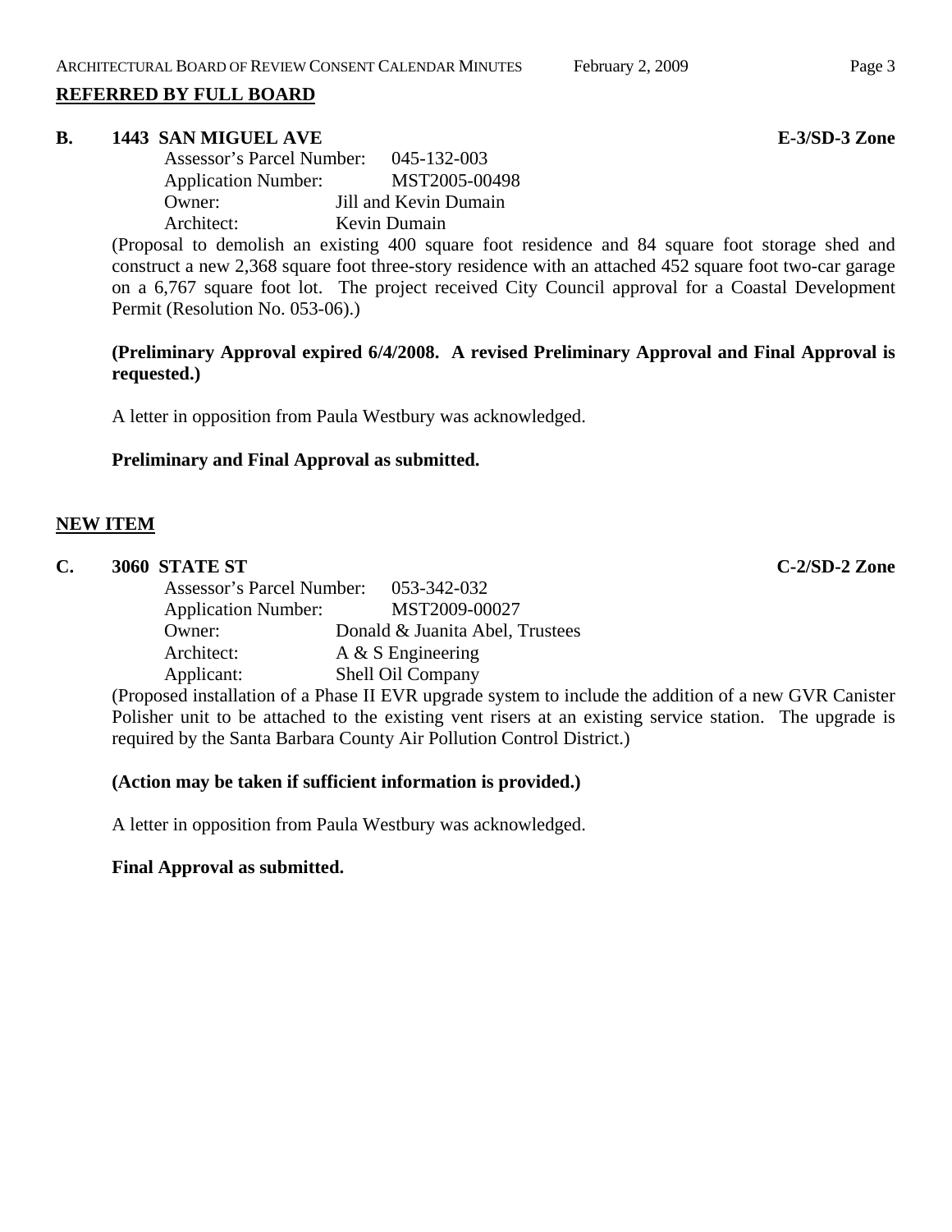## REFERRED BY FULL BOARD

**B. 1443 SAN MIGUEL AVE** **E-3/SD-3 Zone**

Assessor's Parcel Number: 045-132-003
Application Number: MST2005-00498
Owner: Jill and Kevin Dumain
Architect: Kevin Dumain

(Proposal to demolish an existing 400 square foot residence and 84 square foot storage shed and construct a new 2,368 square foot three-story residence with an attached 452 square foot two-car garage on a 6,767 square foot lot. The project received City Council approval for a Coastal Development Permit (Resolution No. 053-06).)

**(Preliminary Approval expired 6/4/2008. A revised Preliminary Approval and Final Approval is requested.)**

A letter in opposition from Paula Westbury was acknowledged.

**Preliminary and Final Approval as submitted.**

## NEW ITEM

**C. 3060 STATE ST** **C-2/SD-2 Zone**

Assessor's Parcel Number: 053-342-032
Application Number: MST2009-00027
Owner: Donald & Juanita Abel, Trustees
Architect: A & S Engineering
Applicant: Shell Oil Company

(Proposed installation of a Phase II EVR upgrade system to include the addition of a new GVR Canister Polisher unit to be attached to the existing vent risers at an existing service station. The upgrade is required by the Santa Barbara County Air Pollution Control District.)

**(Action may be taken if sufficient information is provided.)**

A letter in opposition from Paula Westbury was acknowledged.

**Final Approval as submitted.**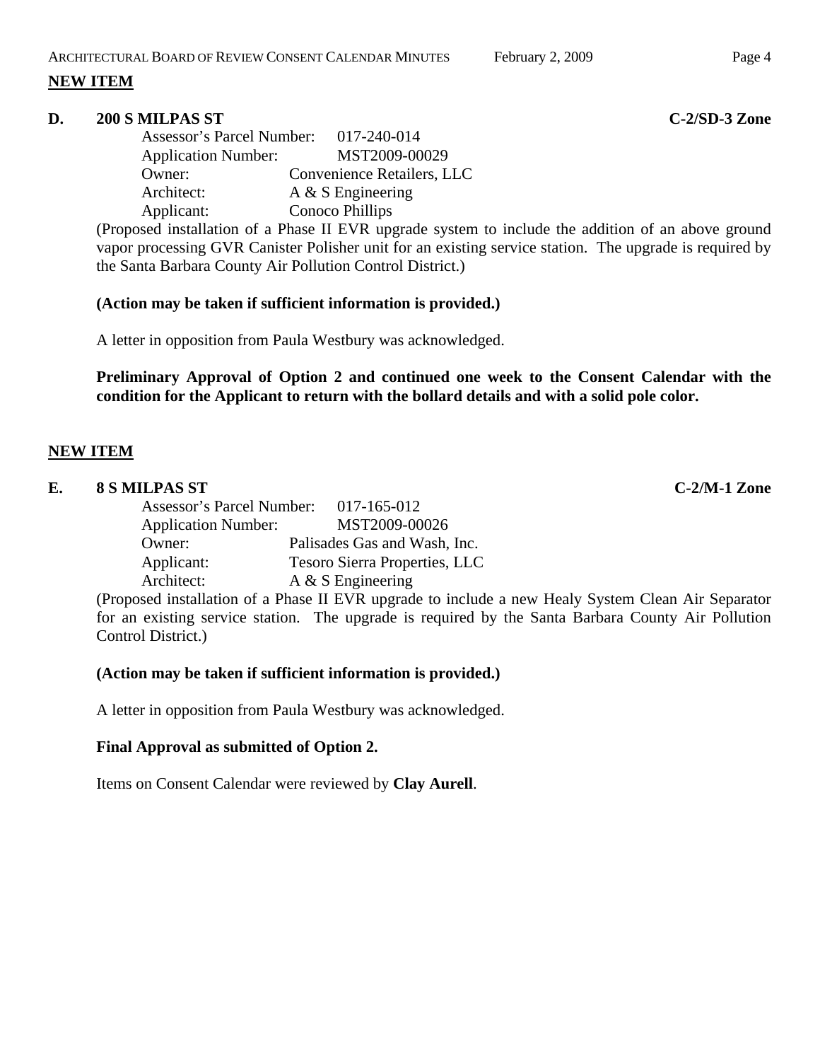## NEW ITEM

**D. 200 S MILPAS ST** **C-2/SD-3 Zone**

Assessor's Parcel Number: 017-240-014
Application Number: MST2009-00029
Owner: Convenience Retailers, LLC
Architect: A & S Engineering
Applicant: Conoco Phillips

(Proposed installation of a Phase II EVR upgrade system to include the addition of an above ground vapor processing GVR Canister Polisher unit for an existing service station. The upgrade is required by the Santa Barbara County Air Pollution Control District.)

**(Action may be taken if sufficient information is provided.)**

A letter in opposition from Paula Westbury was acknowledged.

**Preliminary Approval of Option 2 and continued one week to the Consent Calendar with the condition for the Applicant to return with the bollard details and with a solid pole color.**

## NEW ITEM

**E. 8 S MILPAS ST** **C-2/M-1 Zone**

Assessor's Parcel Number: 017-165-012
Application Number: MST2009-00026
Owner: Palisades Gas and Wash, Inc.
Applicant: Tesoro Sierra Properties, LLC
Architect: A & S Engineering

(Proposed installation of a Phase II EVR upgrade to include a new Healy System Clean Air Separator for an existing service station. The upgrade is required by the Santa Barbara County Air Pollution Control District.)

**(Action may be taken if sufficient information is provided.)**

A letter in opposition from Paula Westbury was acknowledged.

**Final Approval as submitted of Option 2.**

Items on Consent Calendar were reviewed by **Clay Aurell**.